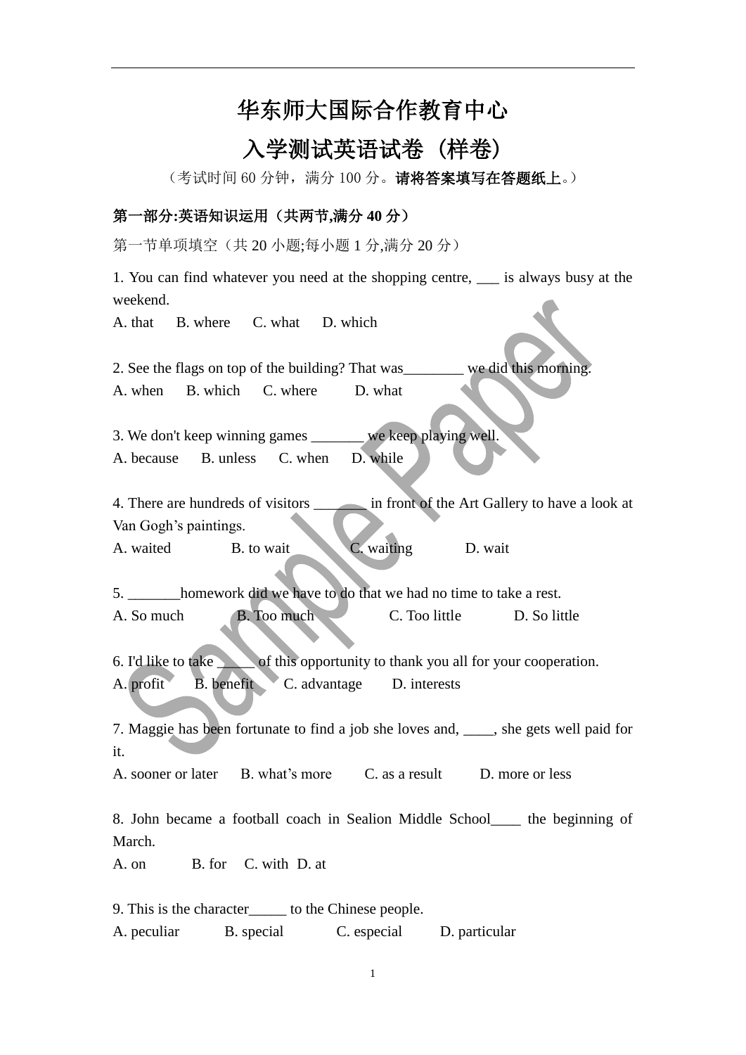# 华东师大国际合作教育中心

# 入学测试英语试卷（样卷）

（考试时间 60 分钟，满分 100 分。**请将答案填写在答题纸上**。）

**第一部分:英语知识运用（共两节,满分 40 分）**

第一节单项填空（共 20 小题;每小题 1 分,满分 20 分）

1. You can find whatever you need at the shopping centre, ___ is always busy at the weekend.

A. that B. where C. what D. which

2. See the flags on top of the building? That was________ we did this morning.

A. when B. which C. where D. what

3. We don't keep winning games _______ we keep playing well.

A. because B. unless C. when D. while

4. There are hundreds of visitors _______ in front of the Art Gallery to have a look at Van Gogh's paintings.

A. waited B. to wait C. waiting D. wait

5. _______homework did we have to do that we had no time to take a rest.

A. So much B. Too much C. Too little D. So little

6. I'd like to take _____ of this opportunity to thank you all for your cooperation.

A. profit B. benefit C. advantage D. interests

7. Maggie has been fortunate to find a job she loves and, ____, she gets well paid for it.

A. sooner or later B. what's more C. as a result D. more or less

8. John became a football coach in Sealion Middle School____ the beginning of March.

A. on B. for C. with D. at

9. This is the character_____ to the Chinese people.

A. peculiar B. special C. especial D. particular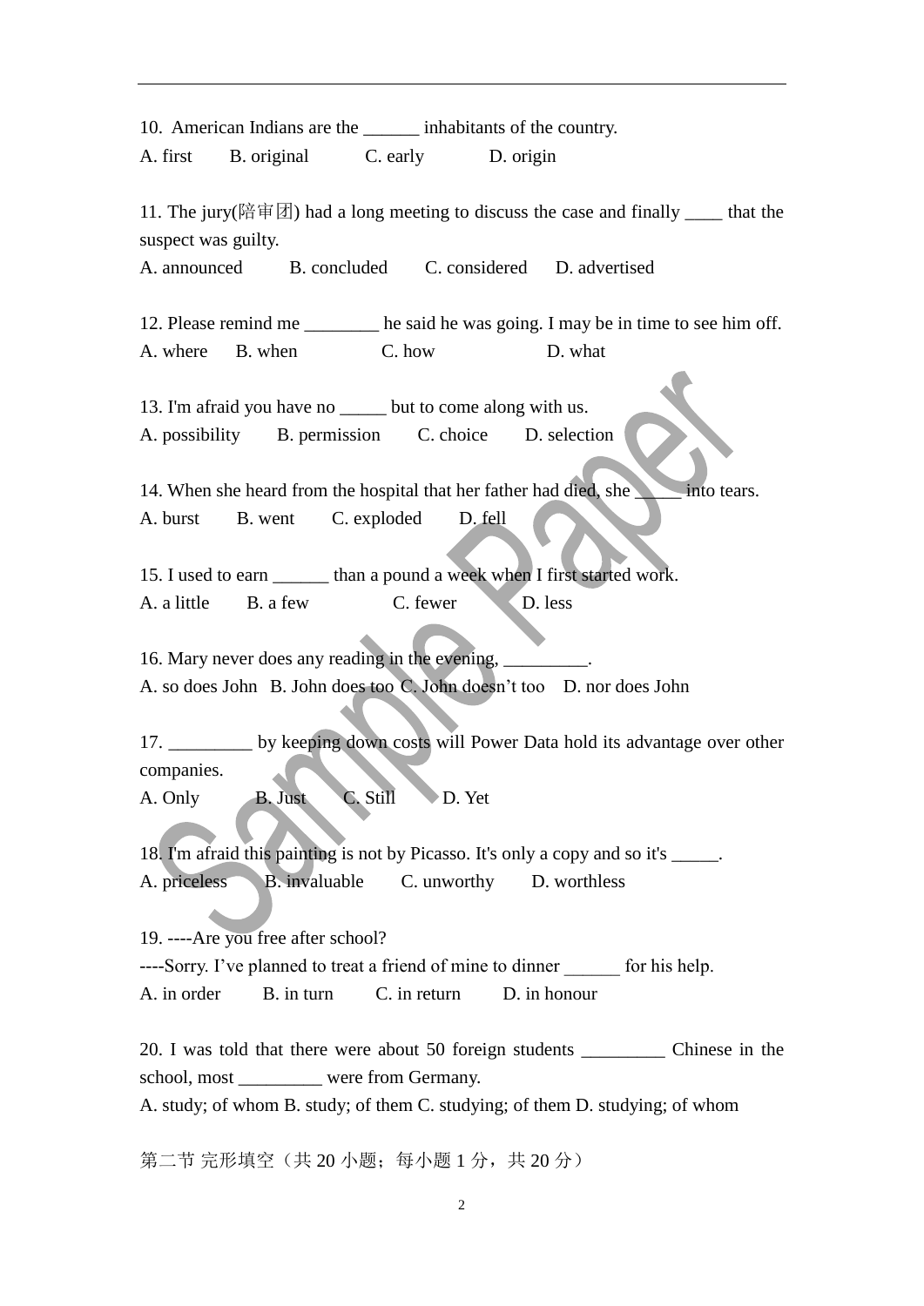10. American Indians are the ______ inhabitants of the country.

A. first B. original C. early D. origin

11. The jury(陪审团) had a long meeting to discuss the case and finally ____ that the suspect was guilty.

A. announced B. concluded C. considered D. advertised

12. Please remind me ________ he said he was going. I may be in time to see him off.

A. where B. when C. how D. what

13. I'm afraid you have no _____ but to come along with us.

A. possibility B. permission C. choice D. selection

14. When she heard from the hospital that her father had died, she _____ into tears.

A. burst B. went C. exploded D. fell

15. I used to earn ______ than a pound a week when I first started work.

A. a little B. a few C. fewer D. less

16. Mary never does any reading in the evening, _________.

A. so does John B. John does too C. John doesn't too D. nor does John

17. _________ by keeping down costs will Power Data hold its advantage over other companies.

A. Only B. Just C. Still D. Yet

18. I'm afraid this painting is not by Picasso. It's only a copy and so it's _____.

A. priceless B. invaluable C. unworthy D. worthless

19. ----Are you free after school?

----Sorry. I've planned to treat a friend of mine to dinner ______ for his help.

A. in order B. in turn C. in return D. in honour

20. I was told that there were about 50 foreign students _________ Chinese in the school, most _________ were from Germany.

A. study; of whom B. study; of them C. studying; of them D. studying; of whom

第二节 完形填空（共 20 小题；每小题 1 分，共 20 分）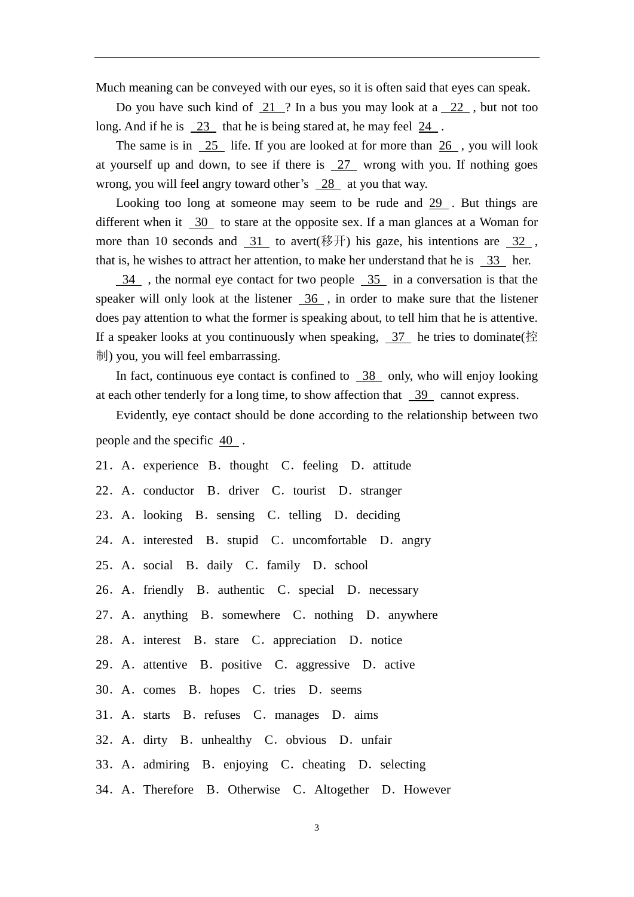Much meaning can be conveyed with our eyes, so it is often said that eyes can speak.

Do you have such kind of __21__? In a bus you may look at a __22__, but not too long. And if he is __23__ that he is being stared at, he may feel __24__.

The same is in __25__ life. If you are looked at for more than __26__, you will look at yourself up and down, to see if there is __27__ wrong with you. If nothing goes wrong, you will feel angry toward other's __28__ at you that way.

Looking too long at someone may seem to be rude and __29__. But things are different when it __30__ to stare at the opposite sex. If a man glances at a Woman for more than 10 seconds and __31__ to avert(移开) his gaze, his intentions are __32__, that is, he wishes to attract her attention, to make her understand that he is __33__ her.

__34__, the normal eye contact for two people __35__ in a conversation is that the speaker will only look at the listener __36__, in order to make sure that the listener does pay attention to what the former is speaking about, to tell him that he is attentive. If a speaker looks at you continuously when speaking, __37__ he tries to dominate(控制) you, you will feel embarrassing.

In fact, continuous eye contact is confined to __38__ only, who will enjoy looking at each other tenderly for a long time, to show affection that __39__ cannot express.

Evidently, eye contact should be done according to the relationship between two people and the specific __40__.

21．A．experience　B．thought　C．feeling　D．attitude

22．A．conductor　B．driver　C．tourist　D．stranger

23．A．looking　B．sensing　C．telling　D．deciding

24．A．interested　B．stupid　C．uncomfortable　D．angry

25．A．social　B．daily　C．family　D．school

26．A．friendly　B．authentic　C．special　D．necessary

27．A．anything　B．somewhere　C．nothing　D．anywhere

28．A．interest　B．stare　C．appreciation　D．notice

29．A．attentive　B．positive　C．aggressive　D．active

30．A．comes　B．hopes　C．tries　D．seems

31．A．starts　B．refuses　C．manages　D．aims

32．A．dirty　B．unhealthy　C．obvious　D．unfair

33．A．admiring　B．enjoying　C．cheating　D．selecting

34．A．Therefore　B．Otherwise　C．Altogether　D．However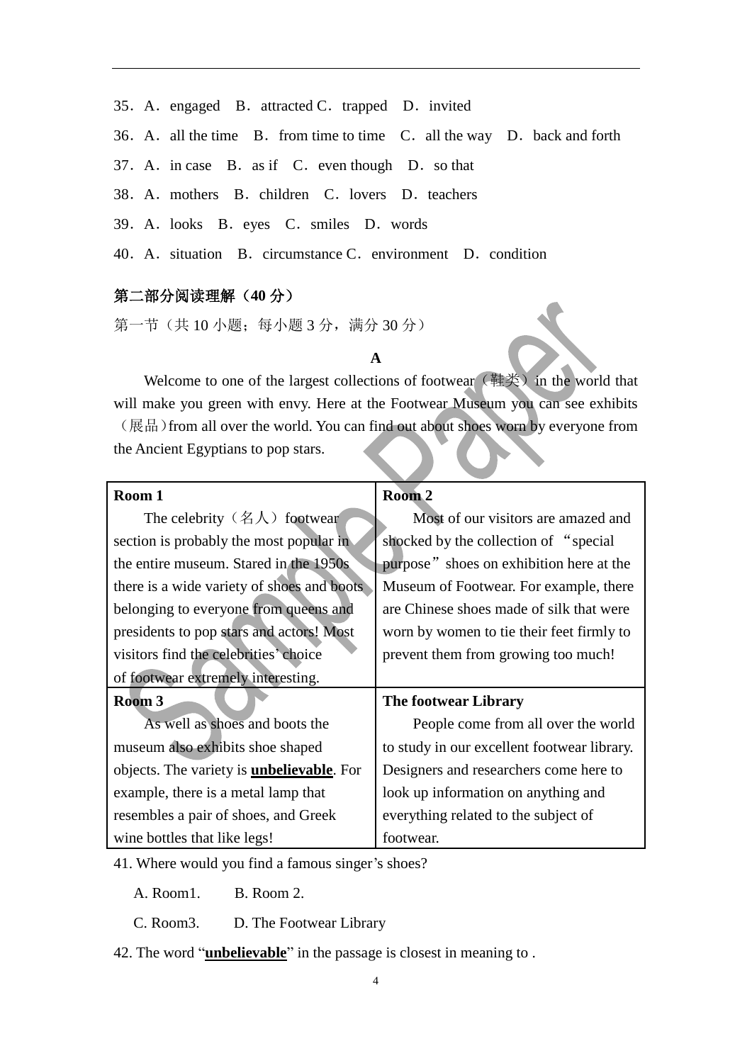35．A．engaged　B．attracted C．trapped　D．invited

36．A．all the time　B．from time to time　C．all the way　D．back and forth

37．A．in case　B．as if　C．even though　D．so that

38．A．mothers　B．children　C．lovers　D．teachers

39．A．looks　B．eyes　C．smiles　D．words

40．A．situation　B．circumstance C．environment　D．condition

**第二部分阅读理解（40 分）**

第一节（共 10 小题；每小题 3 分，满分 30 分）

**A**

Welcome to one of the largest collections of footwear（鞋类）in the world that will make you green with envy. Here at the Footwear Museum you can see exhibits（展品）from all over the world. You can find out about shoes worn by everyone from the Ancient Egyptians to pop stars.

| **Room 1**<br>The celebrity（名人）footwear section is probably the most popular in the entire museum. Stared in the 1950s there is a wide variety of shoes and boots belonging to everyone from queens and presidents to pop stars and actors! Most visitors find the celebrities' choice of footwear extremely interesting. | **Room 2**<br>Most of our visitors are amazed and shocked by the collection of "special purpose" shoes on exhibition here at the Museum of Footwear. For example, there are Chinese shoes made of silk that were worn by women to tie their feet firmly to prevent them from growing too much! |
|---|---|
| **Room 3**<br>As well as shoes and boots the museum also exhibits shoe shaped objects. The variety is **<u>unbelievable</u>**. For example, there is a metal lamp that resembles a pair of shoes, and Greek wine bottles that like legs! | **The footwear Library**<br>People come from all over the world to study in our excellent footwear library. Designers and researchers come here to look up information on anything and everything related to the subject of footwear. |

41. Where would you find a famous singer's shoes?

A. Room1.　　B. Room 2.

C. Room3.　　D. The Footwear Library

42. The word "**<u>unbelievable</u>**" in the passage is closest in meaning to .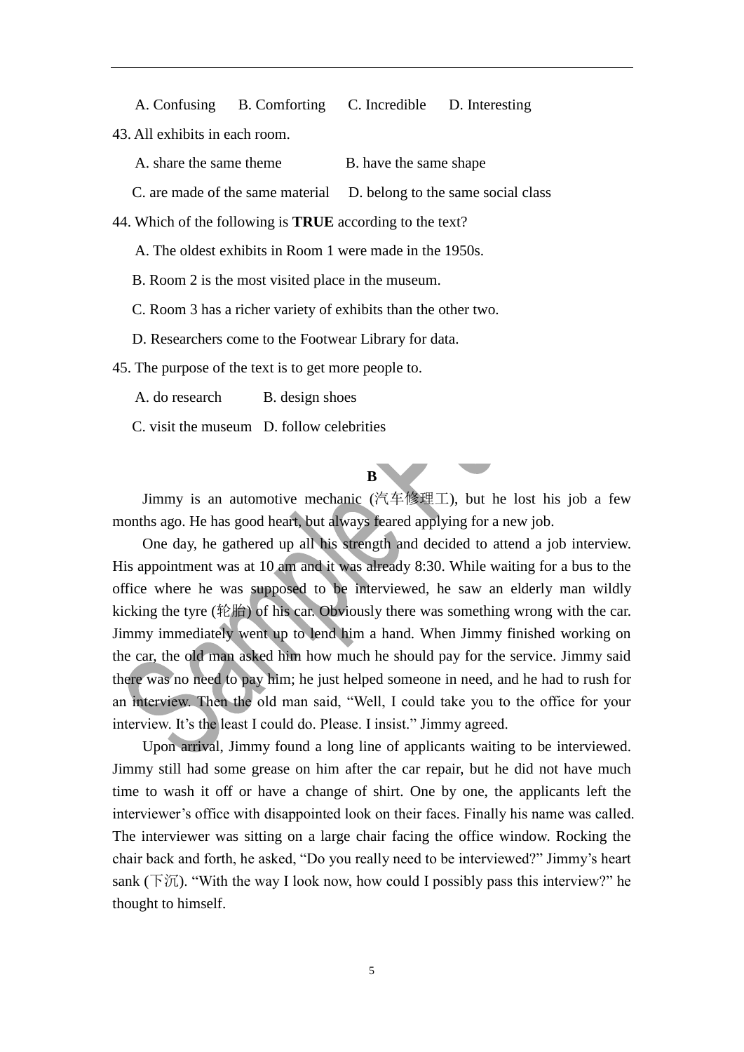A. Confusing B. Comforting C. Incredible D. Interesting

43. All exhibits in each room.

A. share the same theme B. have the same shape

C. are made of the same material D. belong to the same social class

44. Which of the following is **TRUE** according to the text?

A. The oldest exhibits in Room 1 were made in the 1950s.

B. Room 2 is the most visited place in the museum.

C. Room 3 has a richer variety of exhibits than the other two.

D. Researchers come to the Footwear Library for data.

45. The purpose of the text is to get more people to.

A. do research B. design shoes

C. visit the museum D. follow celebrities

**B**

Jimmy is an automotive mechanic (汽车修理工), but he lost his job a few months ago. He has good heart, but always feared applying for a new job.

One day, he gathered up all his strength and decided to attend a job interview. His appointment was at 10 am and it was already 8:30. While waiting for a bus to the office where he was supposed to be interviewed, he saw an elderly man wildly kicking the tyre (轮胎) of his car. Obviously there was something wrong with the car. Jimmy immediately went up to lend him a hand. When Jimmy finished working on the car, the old man asked him how much he should pay for the service. Jimmy said there was no need to pay him; he just helped someone in need, and he had to rush for an interview. Then the old man said, "Well, I could take you to the office for your interview. It's the least I could do. Please. I insist." Jimmy agreed.

Upon arrival, Jimmy found a long line of applicants waiting to be interviewed. Jimmy still had some grease on him after the car repair, but he did not have much time to wash it off or have a change of shirt. One by one, the applicants left the interviewer's office with disappointed look on their faces. Finally his name was called. The interviewer was sitting on a large chair facing the office window. Rocking the chair back and forth, he asked, "Do you really need to be interviewed?" Jimmy's heart sank (下沉). "With the way I look now, how could I possibly pass this interview?" he thought to himself.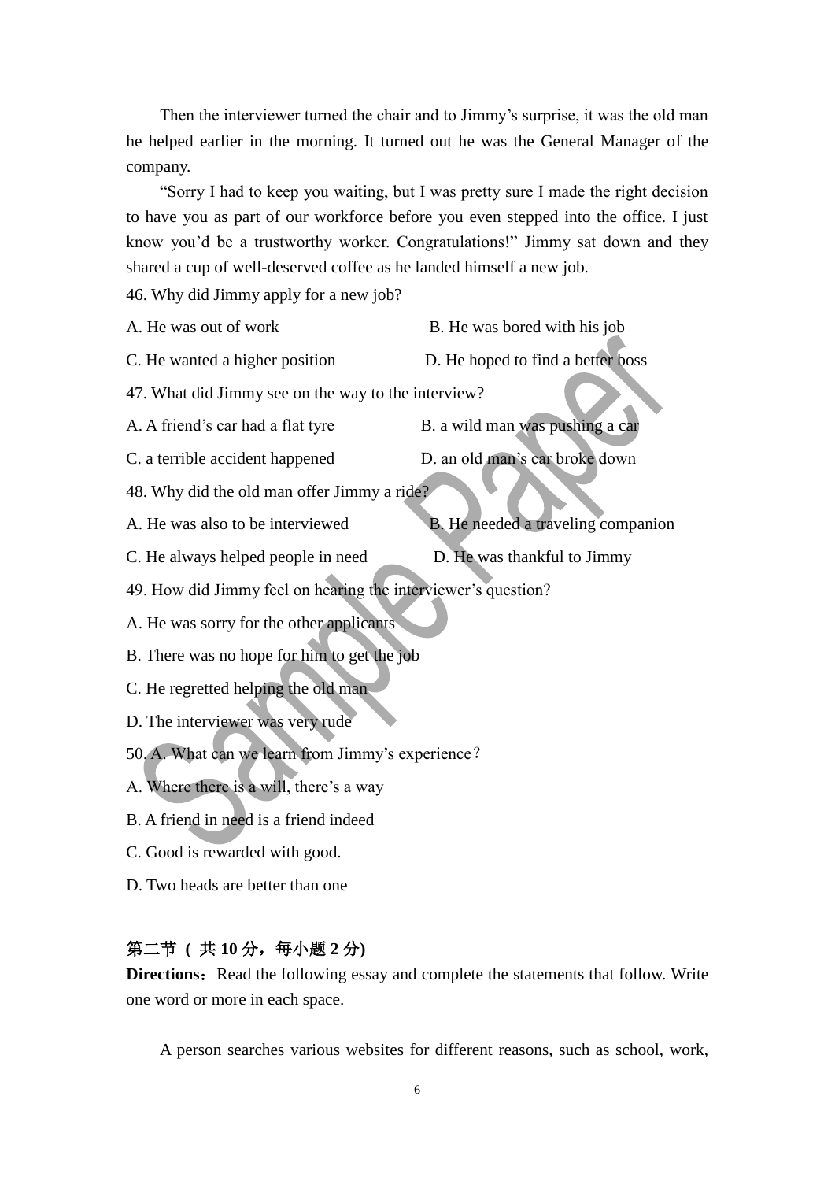Then the interviewer turned the chair and to Jimmy's surprise, it was the old man he helped earlier in the morning. It turned out he was the General Manager of the company.

"Sorry I had to keep you waiting, but I was pretty sure I made the right decision to have you as part of our workforce before you even stepped into the office. I just know you'd be a trustworthy worker. Congratulations!" Jimmy sat down and they shared a cup of well-deserved coffee as he landed himself a new job.

46. Why did Jimmy apply for a new job?

A. He was out of work　　　　　　B. He was bored with his job

C. He wanted a higher position　　　　D. He hoped to find a better boss

47. What did Jimmy see on the way to the interview?

A. A friend's car had a flat tyre　　　　B. a wild man was pushing a car

C. a terrible accident happened　　　　D. an old man's car broke down

48. Why did the old man offer Jimmy a ride?

A. He was also to be interviewed　　　　B. He needed a traveling companion

C. He always helped people in need　　　D. He was thankful to Jimmy

49. How did Jimmy feel on hearing the interviewer's question?

A. He was sorry for the other applicants

B. There was no hope for him to get the job

C. He regretted helping the old man

D. The interviewer was very rude

50. A. What can we learn from Jimmy's experience？

A. Where there is a will, there's a way

B. A friend in need is a friend indeed

C. Good is rewarded with good.

D. Two heads are better than one

**第二节 ( 共 10 分，每小题 2 分)**

**Directions：**Read the following essay and complete the statements that follow. Write one word or more in each space.

A person searches various websites for different reasons, such as school, work,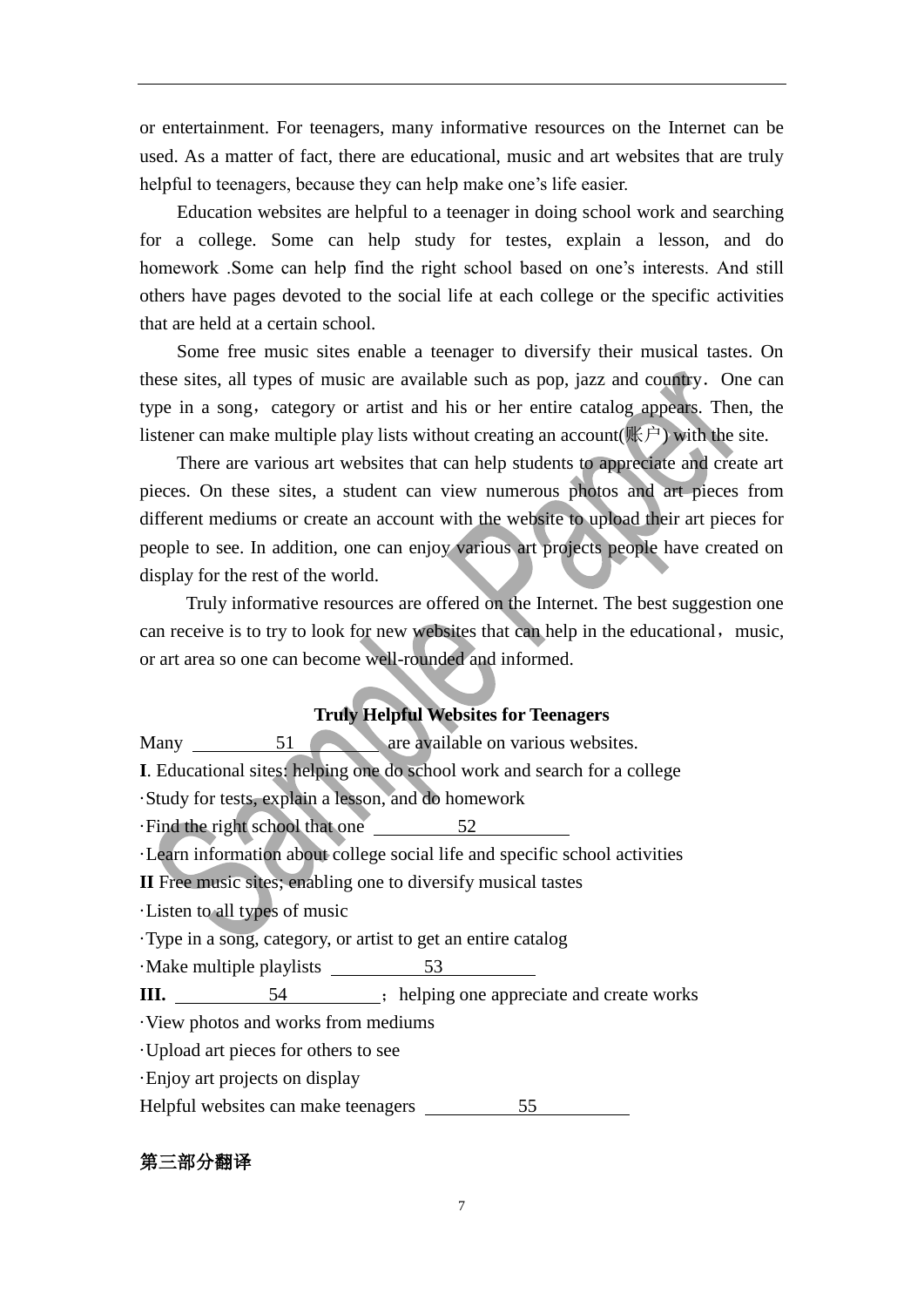or entertainment. For teenagers, many informative resources on the Internet can be used. As a matter of fact, there are educational, music and art websites that are truly helpful to teenagers, because they can help make one's life easier.

Education websites are helpful to a teenager in doing school work and searching for a college. Some can help study for testes, explain a lesson, and do homework .Some can help find the right school based on one's interests. And still others have pages devoted to the social life at each college or the specific activities that are held at a certain school.

Some free music sites enable a teenager to diversify their musical tastes. On these sites, all types of music are available such as pop, jazz and country．One can type in a song，category or artist and his or her entire catalog appears. Then, the listener can make multiple play lists without creating an account(账户) with the site.

There are various art websites that can help students to appreciate and create art pieces. On these sites, a student can view numerous photos and art pieces from different mediums or create an account with the website to upload their art pieces for people to see. In addition, one can enjoy various art projects people have created on display for the rest of the world.

Truly informative resources are offered on the Internet. The best suggestion one can receive is to try to look for new websites that can help in the educational，music, or art area so one can become well-rounded and informed.

**Truly Helpful Websites for Teenagers**

Many ____51____ are available on various websites.

**I**. Educational sites: helping one do school work and search for a college

·Study for tests, explain a lesson, and do homework

·Find the right school that one ____52____

·Learn information about college social life and specific school activities

**II** Free music sites; enabling one to diversify musical tastes

·Listen to all types of music

·Type in a song, category, or artist to get an entire catalog

·Make multiple playlists ____53____

**III.** ____54____；helping one appreciate and create works

·View photos and works from mediums

·Upload art pieces for others to see

·Enjoy art projects on display

Helpful websites can make teenagers ____55____

**第三部分翻译**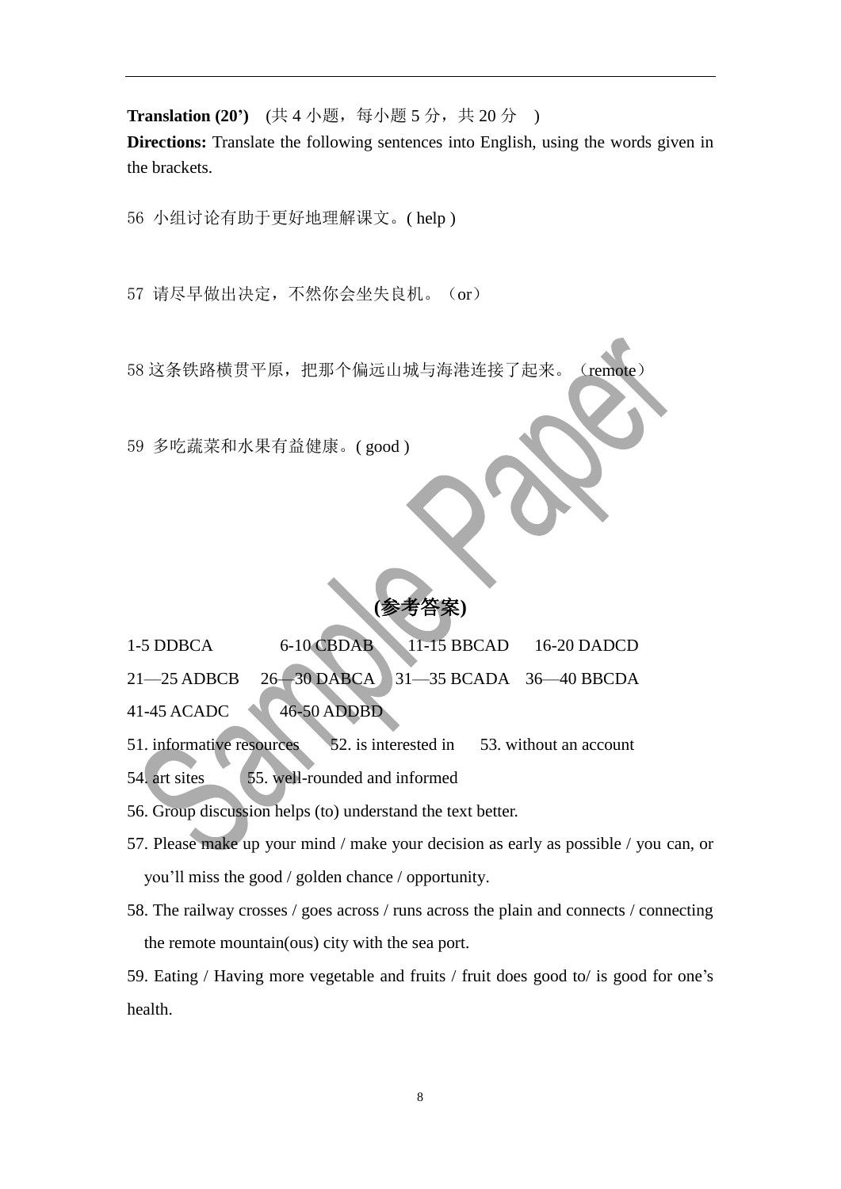**Translation (20')** (共 4 小题，每小题 5 分，共 20 分 )

**Directions:** Translate the following sentences into English, using the words given in the brackets.

56 小组讨论有助于更好地理解课文。( help )

57 请尽早做出决定，不然你会坐失良机。（or）

58 这条铁路横贯平原，把那个偏远山城与海港连接了起来。（remote）

59 多吃蔬菜和水果有益健康。( good )

**(参考答案)**

1-5 DDBCA　　6-10 CBDAB　　11-15 BBCAD　　16-20 DADCD

21—25 ADBCB　　26—30 DABCA　　31—35 BCADA　　36—40 BBCDA

41-45 ACADC　　46-50 ADDBD

51. informative resources　　52. is interested in　　53. without an account

54. art sites　　55. well-rounded and informed

56. Group discussion helps (to) understand the text better.

57. Please make up your mind / make your decision as early as possible / you can, or you'll miss the good / golden chance / opportunity.

58. The railway crosses / goes across / runs across the plain and connects / connecting the remote mountain(ous) city with the sea port.

59. Eating / Having more vegetable and fruits / fruit does good to/ is good for one's health.